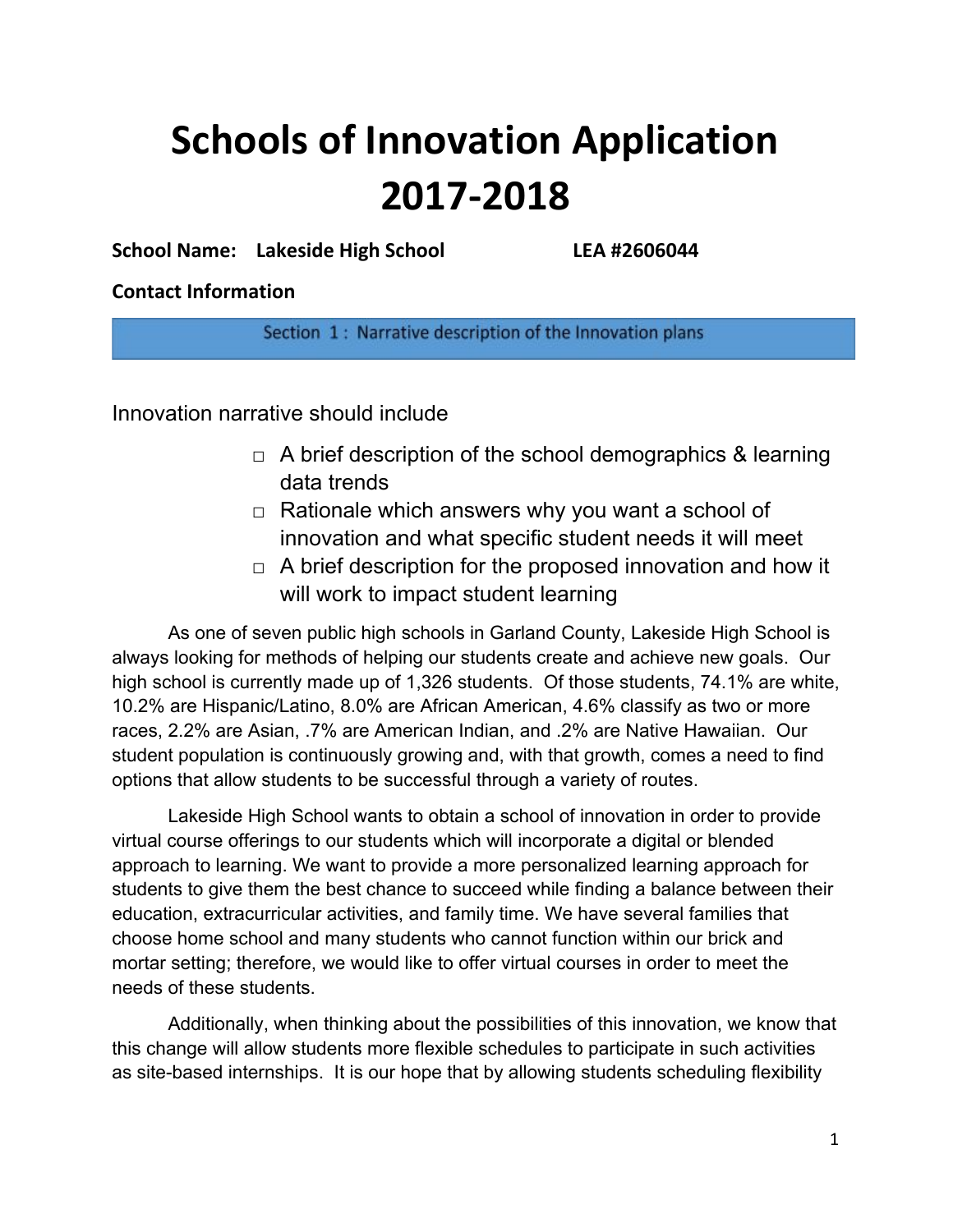# Schools of Innovation Application 2017-2018

**School Name: Lakeside High School** **LEA #2606044**

**Contact Information**

## Section 1 : Narrative description of the Innovation plans

Innovation narrative should include

- □ A brief description of the school demographics & learning data trends
- □ Rationale which answers why you want a school of innovation and what specific student needs it will meet
- □ A brief description for the proposed innovation and how it will work to impact student learning

As one of seven public high schools in Garland County, Lakeside High School is always looking for methods of helping our students create and achieve new goals. Our high school is currently made up of 1,326 students. Of those students, 74.1% are white, 10.2% are Hispanic/Latino, 8.0% are African American, 4.6% classify as two or more races, 2.2% are Asian, .7% are American Indian, and .2% are Native Hawaiian. Our student population is continuously growing and, with that growth, comes a need to find options that allow students to be successful through a variety of routes.

Lakeside High School wants to obtain a school of innovation in order to provide virtual course offerings to our students which will incorporate a digital or blended approach to learning. We want to provide a more personalized learning approach for students to give them the best chance to succeed while finding a balance between their education, extracurricular activities, and family time. We have several families that choose home school and many students who cannot function within our brick and mortar setting; therefore, we would like to offer virtual courses in order to meet the needs of these students.

Additionally, when thinking about the possibilities of this innovation, we know that this change will allow students more flexible schedules to participate in such activities as site-based internships. It is our hope that by allowing students scheduling flexibility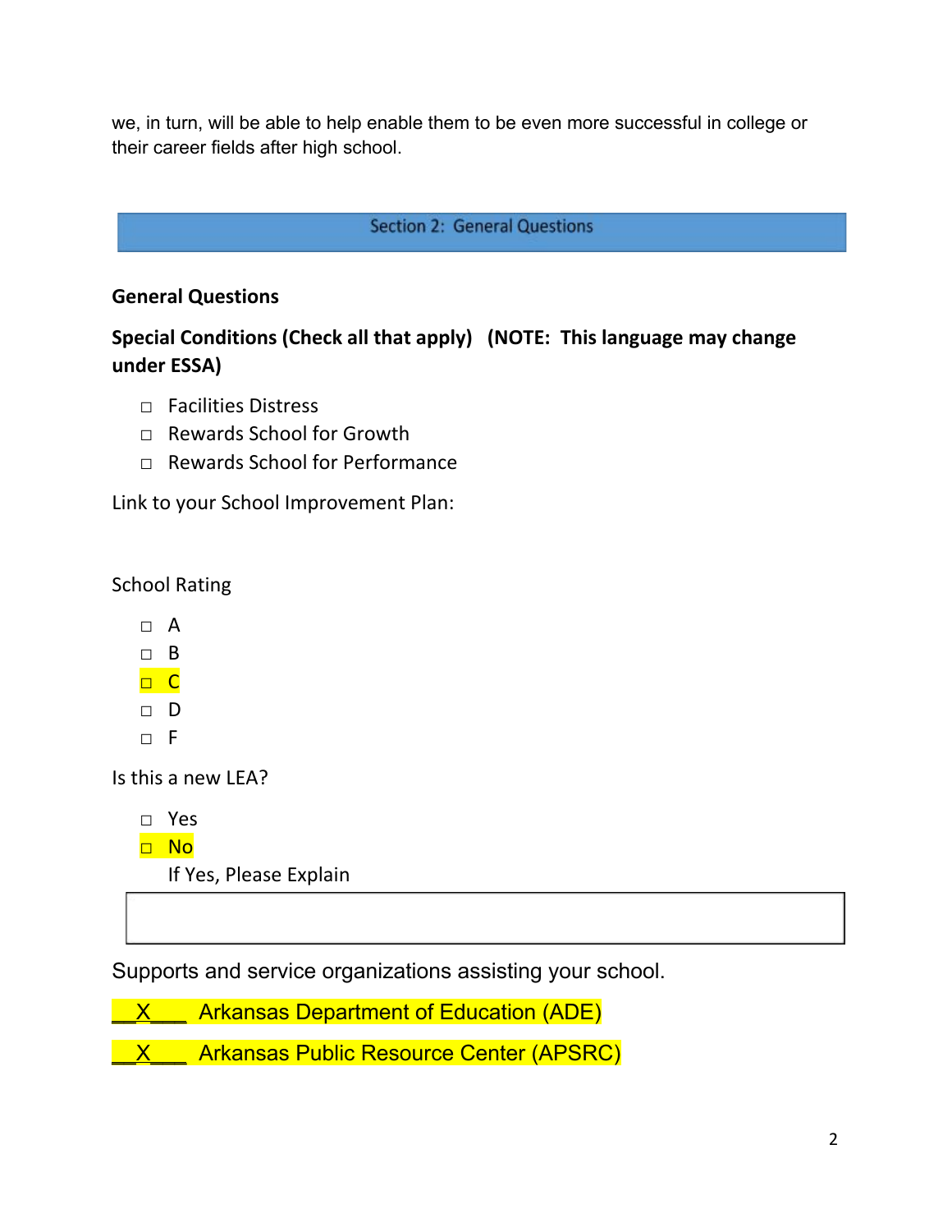we, in turn, will be able to help enable them to be even more successful in college or their career fields after high school.

## Section 2: General Questions

**General Questions**

**Special Conditions (Check all that apply) (NOTE: This language may change under ESSA)**

- ☐ Facilities Distress
- ☐ Rewards School for Growth
- ☐ Rewards School for Performance

Link to your School Improvement Plan:

School Rating

- ☐ A
- ☐ B
- ☐ C
- ☐ D
- ☐ F

Is this a new LEA?

- ☐ Yes
- ☐ No

If Yes, Please Explain

| |
|---|
| |

Supports and service organizations assisting your school.

__X___ Arkansas Department of Education (ADE)

__X___ Arkansas Public Resource Center (APSRC)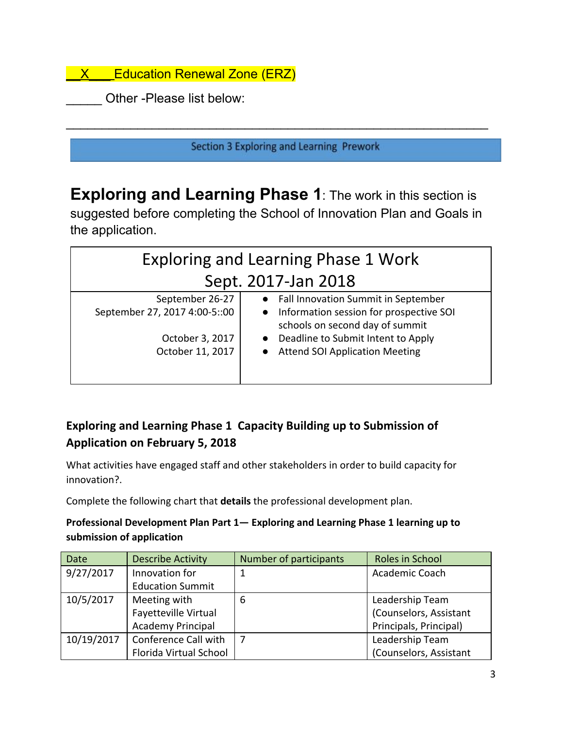__X___Education Renewal Zone (ERZ)

_____ Other -Please list below:

______________________________________________________

## Section 3 Exploring and Learning Prework

**Exploring and Learning Phase 1**: The work in this section is suggested before completing the School of Innovation Plan and Goals in the application.

| Exploring and Learning Phase 1 Work Sept. 2017-Jan 2018 | |
|---|---|
| September 26-27<br>September 27, 2017 4:00-5::00<br><br>October 3, 2017<br>October 11, 2017 | ● Fall Innovation Summit in September<br>● Information session for prospective SOI schools on second day of summit<br>● Deadline to Submit Intent to Apply<br>● Attend SOI Application Meeting |

### Exploring and Learning Phase 1 Capacity Building up to Submission of Application on February 5, 2018

What activities have engaged staff and other stakeholders in order to build capacity for innovation?.

Complete the following chart that **details** the professional development plan.

**Professional Development Plan Part 1— Exploring and Learning Phase 1 learning up to submission of application**

| Date | Describe Activity | Number of participants | Roles in School |
|---|---|---|---|
| 9/27/2017 | Innovation for Education Summit | 1 | Academic Coach |
| 10/5/2017 | Meeting with Fayetteville Virtual Academy Principal | 6 | Leadership Team (Counselors, Assistant Principals, Principal) |
| 10/19/2017 | Conference Call with Florida Virtual School | 7 | Leadership Team (Counselors, Assistant |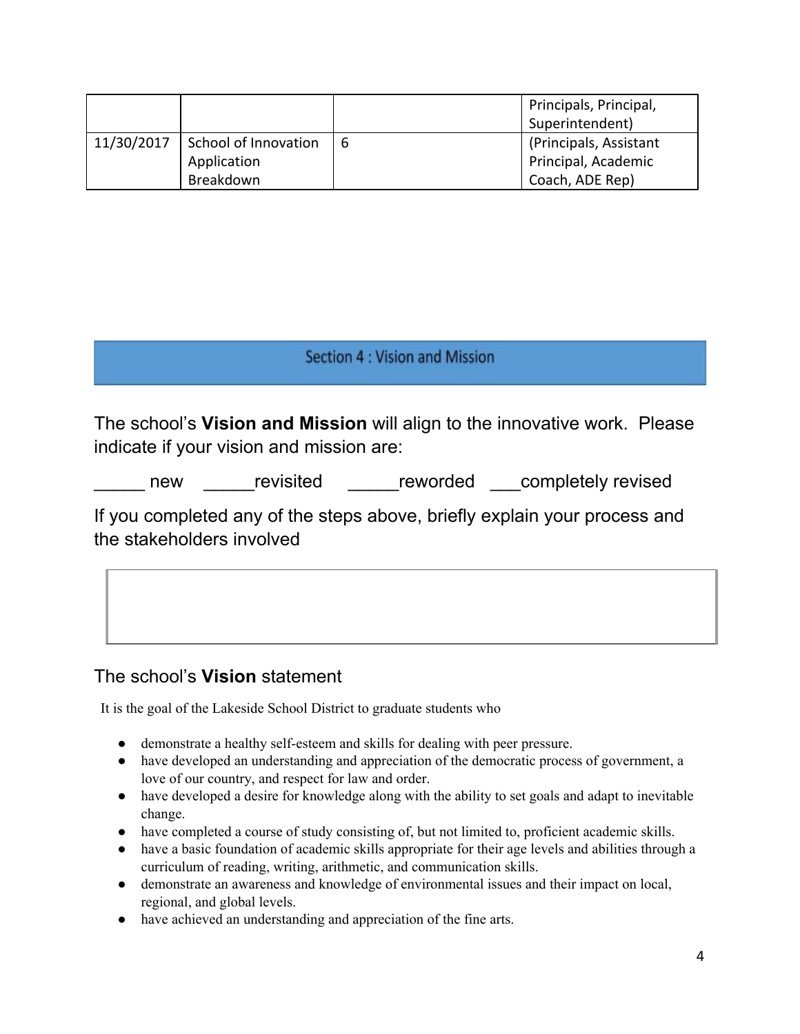| | | | |
|---|---|---|---|
| | | | Principals, Principal, Superintendent) |
| 11/30/2017 | School of Innovation Application Breakdown | 6 | (Principals, Assistant Principal, Academic Coach, ADE Rep) |

## Section 4 : Vision and Mission

The school's **Vision and Mission** will align to the innovative work. Please indicate if your vision and mission are:

_____ new _____revisited _____reworded ___completely revised

If you completed any of the steps above, briefly explain your process and the stakeholders involved

| |
|---|
| |

### The school's **Vision** statement

It is the goal of the Lakeside School District to graduate students who

- demonstrate a healthy self-esteem and skills for dealing with peer pressure.
- have developed an understanding and appreciation of the democratic process of government, a love of our country, and respect for law and order.
- have developed a desire for knowledge along with the ability to set goals and adapt to inevitable change.
- have completed a course of study consisting of, but not limited to, proficient academic skills.
- have a basic foundation of academic skills appropriate for their age levels and abilities through a curriculum of reading, writing, arithmetic, and communication skills.
- demonstrate an awareness and knowledge of environmental issues and their impact on local, regional, and global levels.
- have achieved an understanding and appreciation of the fine arts.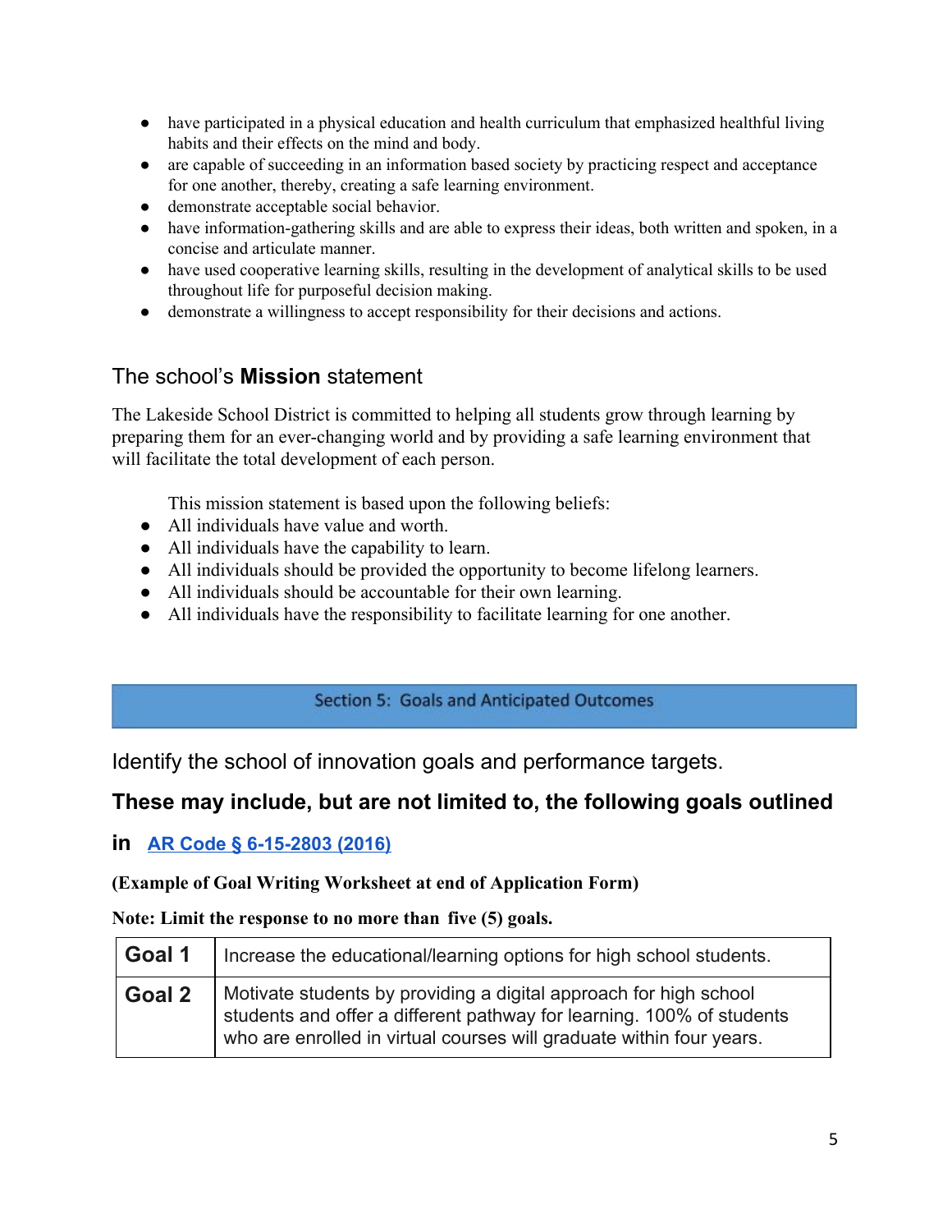- have participated in a physical education and health curriculum that emphasized healthful living habits and their effects on the mind and body.
- are capable of succeeding in an information based society by practicing respect and acceptance for one another, thereby, creating a safe learning environment.
- demonstrate acceptable social behavior.
- have information-gathering skills and are able to express their ideas, both written and spoken, in a concise and articulate manner.
- have used cooperative learning skills, resulting in the development of analytical skills to be used throughout life for purposeful decision making.
- demonstrate a willingness to accept responsibility for their decisions and actions.

## The school's **Mission** statement

The Lakeside School District is committed to helping all students grow through learning by preparing them for an ever-changing world and by providing a safe learning environment that will facilitate the total development of each person.

This mission statement is based upon the following beliefs:

- All individuals have value and worth.
- All individuals have the capability to learn.
- All individuals should be provided the opportunity to become lifelong learners.
- All individuals should be accountable for their own learning.
- All individuals have the responsibility to facilitate learning for one another.

## Section 5: Goals and Anticipated Outcomes

Identify the school of innovation goals and performance targets.

### These may include, but are not limited to, the following goals outlined in [AR Code § 6-15-2803 (2016)]

**(Example of Goal Writing Worksheet at end of Application Form)**

**Note: Limit the response to no more than five (5) goals.**

| | |
|---|---|
| **Goal 1** | Increase the educational/learning options for high school students. |
| **Goal 2** | Motivate students by providing a digital approach for high school students and offer a different pathway for learning. 100% of students who are enrolled in virtual courses will graduate within four years. |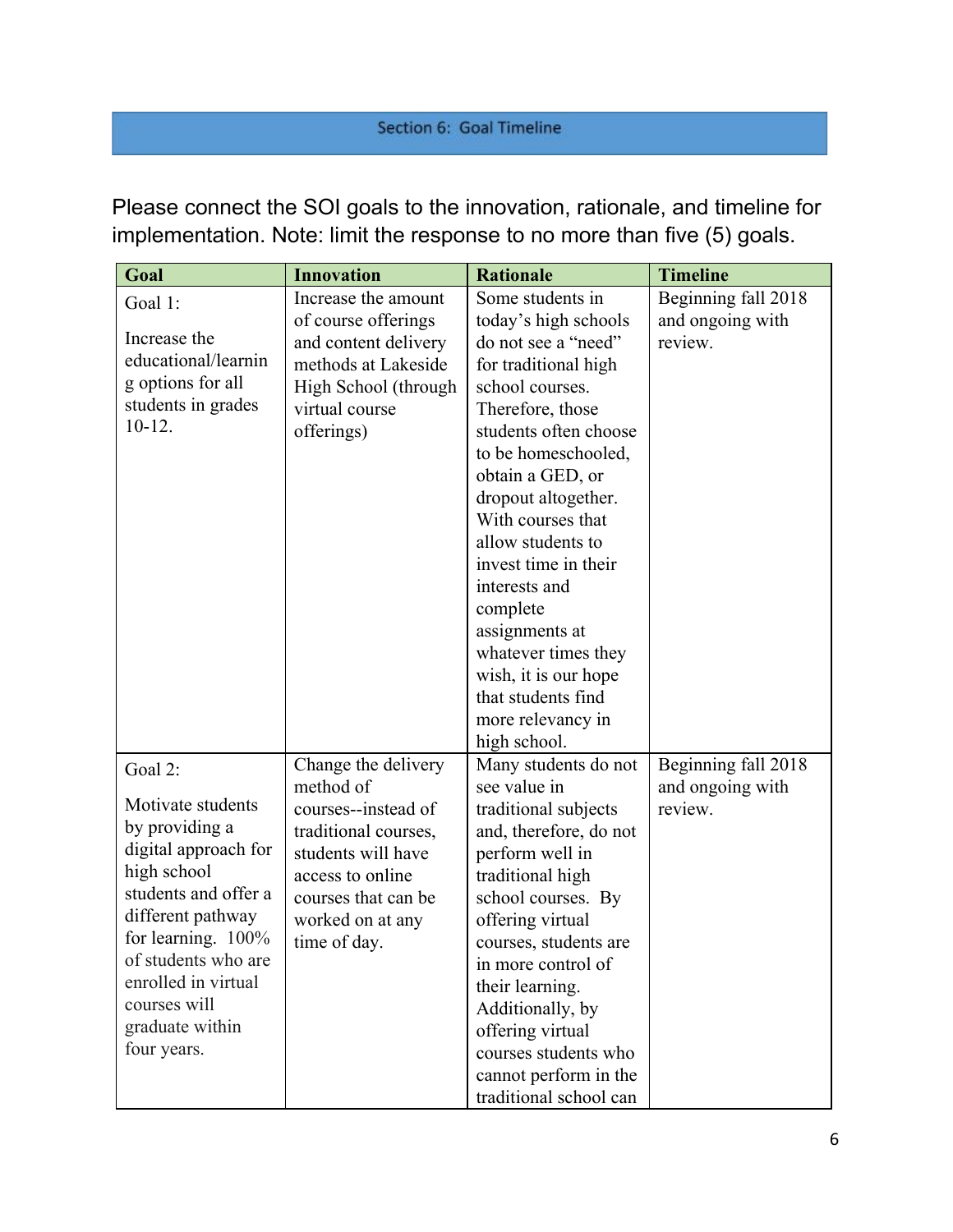## Section 6: Goal Timeline

Please connect the SOI goals to the innovation, rationale, and timeline for implementation. Note: limit the response to no more than five (5) goals.

| Goal | Innovation | Rationale | Timeline |
|---|---|---|---|
| Goal 1: Increase the educational/learning options for all students in grades 10-12. | Increase the amount of course offerings and content delivery methods at Lakeside High School (through virtual course offerings) | Some students in today's high schools do not see a "need" for traditional high school courses. Therefore, those students often choose to be homeschooled, obtain a GED, or dropout altogether. With courses that allow students to invest time in their interests and complete assignments at whatever times they wish, it is our hope that students find more relevancy in high school. | Beginning fall 2018 and ongoing with review. |
| Goal 2: Motivate students by providing a digital approach for high school students and offer a different pathway for learning. 100% of students who are enrolled in virtual courses will graduate within four years. | Change the delivery method of courses--instead of traditional courses, students will have access to online courses that can be worked on at any time of day. | Many students do not see value in traditional subjects and, therefore, do not perform well in traditional high school courses. By offering virtual courses, students are in more control of their learning. Additionally, by offering virtual courses students who cannot perform in the traditional school can | Beginning fall 2018 and ongoing with review. |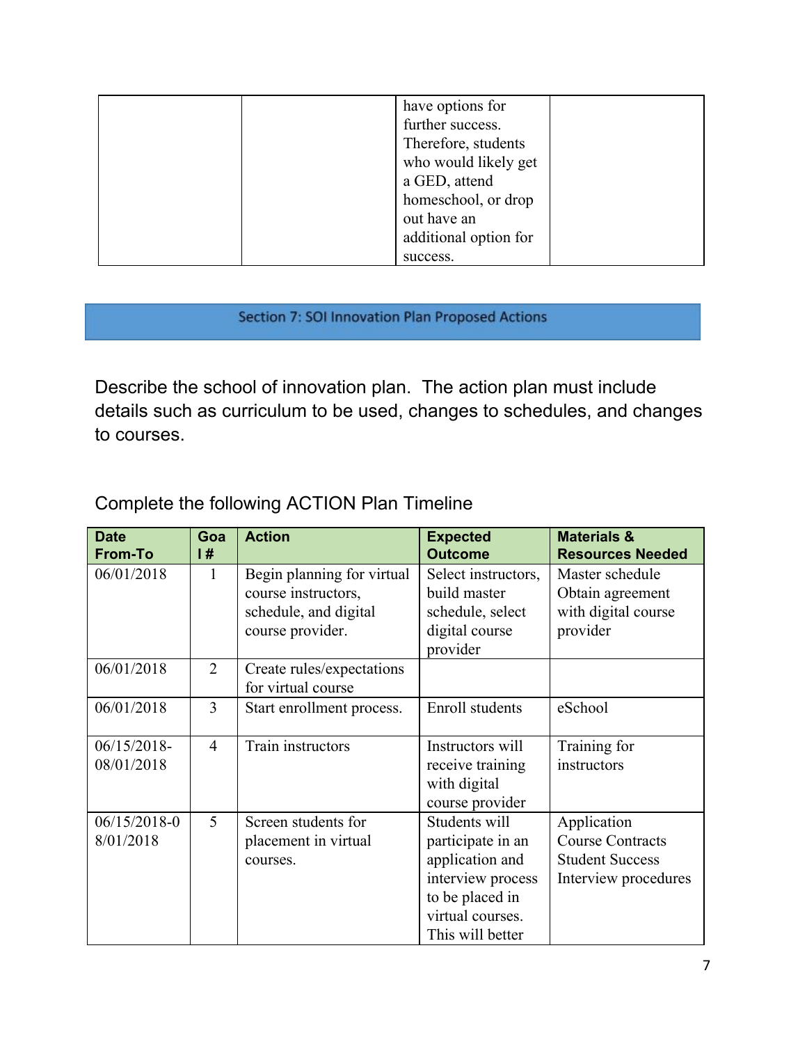| | | have options for further success. Therefore, students who would likely get a GED, attend homeschool, or drop out have an additional option for success. | |
|---|---|---|---|

## Section 7: SOI Innovation Plan Proposed Actions

Describe the school of innovation plan. The action plan must include details such as curriculum to be used, changes to schedules, and changes to courses.

Complete the following ACTION Plan Timeline

| Date From-To | Goal # | Action | Expected Outcome | Materials & Resources Needed |
|---|---|---|---|---|
| 06/01/2018 | 1 | Begin planning for virtual course instructors, schedule, and digital course provider. | Select instructors, build master schedule, select digital course provider | Master schedule<br>Obtain agreement with digital course provider |
| 06/01/2018 | 2 | Create rules/expectations for virtual course | | |
| 06/01/2018 | 3 | Start enrollment process. | Enroll students | eSchool |
| 06/15/2018-08/01/2018 | 4 | Train instructors | Instructors will receive training with digital course provider | Training for instructors |
| 06/15/2018-08/01/2018 | 5 | Screen students for placement in virtual courses. | Students will participate in an application and interview process to be placed in virtual courses. This will better | Application<br>Course Contracts<br>Student Success<br>Interview procedures |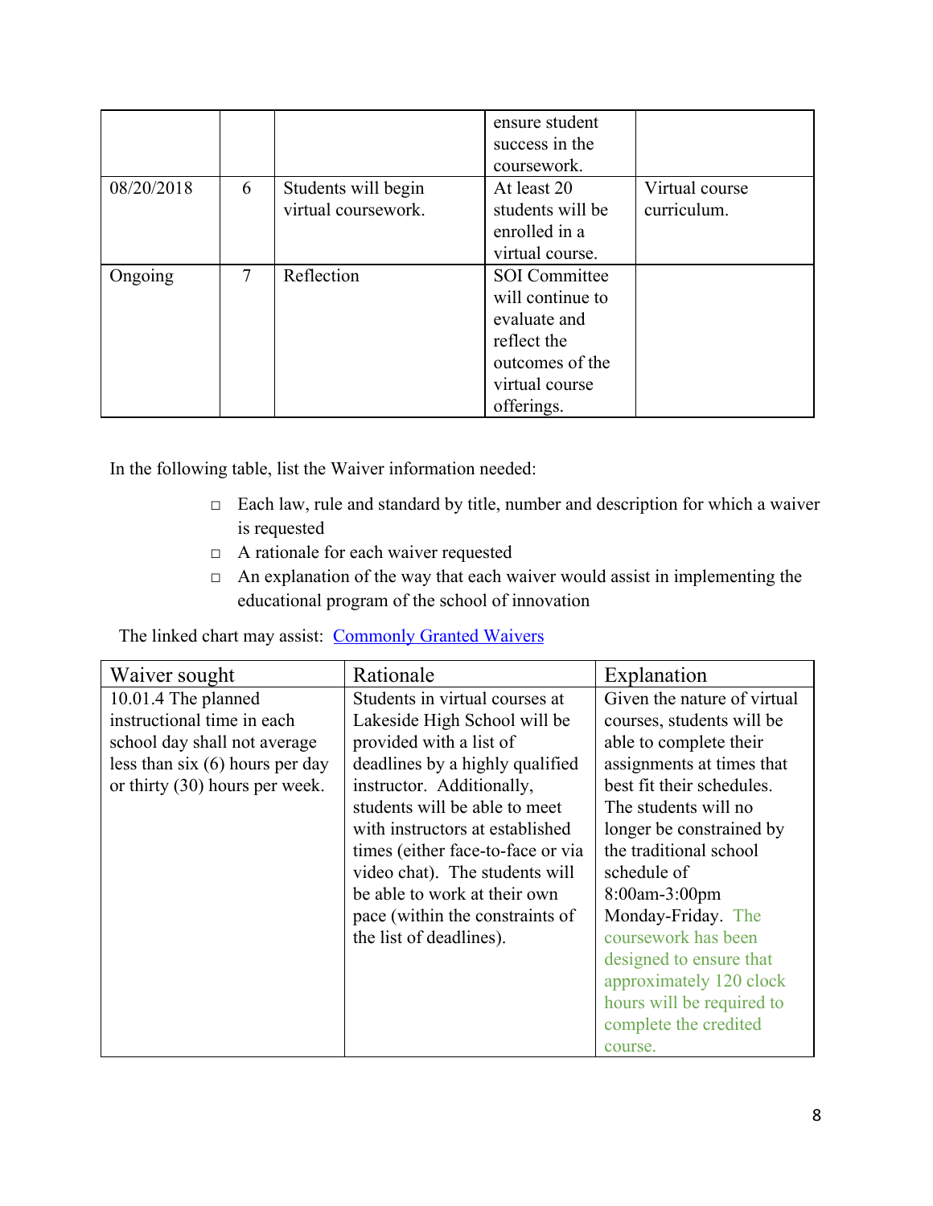|  |  |  | ensure student success in the coursework. |  |
|---|---|---|---|---|
| 08/20/2018 | 6 | Students will begin virtual coursework. | At least 20 students will be enrolled in a virtual course. | Virtual course curriculum. |
| Ongoing | 7 | Reflection | SOI Committee will continue to evaluate and reflect the outcomes of the virtual course offerings. |  |

In the following table, list the Waiver information needed:

- Each law, rule and standard by title, number and description for which a waiver is requested
- A rationale for each waiver requested
- An explanation of the way that each waiver would assist in implementing the educational program of the school of innovation

The linked chart may assist: [Commonly Granted Waivers]

| Waiver sought | Rationale | Explanation |
|---|---|---|
| 10.01.4 The planned instructional time in each school day shall not average less than six (6) hours per day or thirty (30) hours per week. | Students in virtual courses at Lakeside High School will be provided with a list of deadlines by a highly qualified instructor. Additionally, students will be able to meet with instructors at established times (either face-to-face or via video chat). The students will be able to work at their own pace (within the constraints of the list of deadlines). | Given the nature of virtual courses, students will be able to complete their assignments at times that best fit their schedules. The students will no longer be constrained by the traditional school schedule of 8:00am-3:00pm Monday-Friday. The coursework has been designed to ensure that approximately 120 clock hours will be required to complete the credited course. |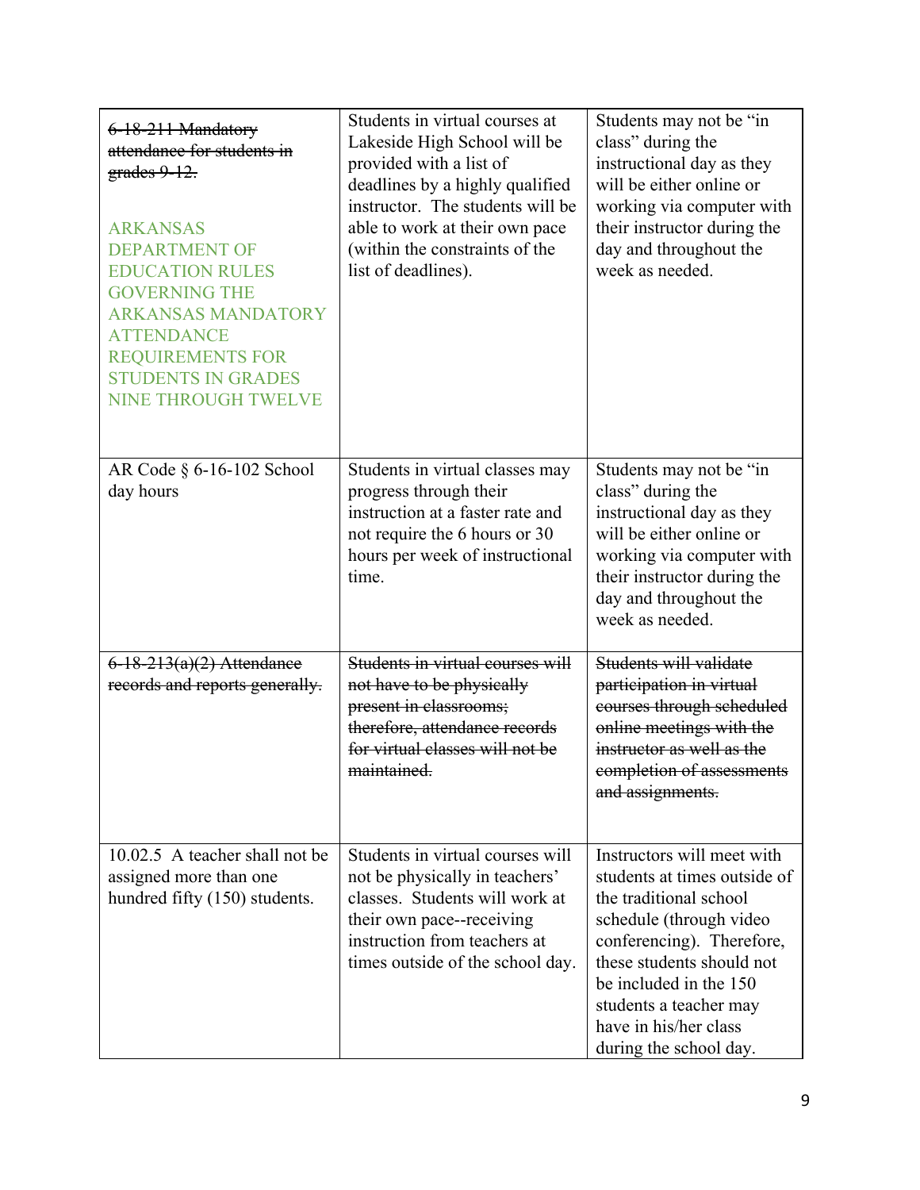| | | |
|---|---|---|
| ~~6-18-211 Mandatory attendance for students in grades 9-12.~~<br><br>ARKANSAS DEPARTMENT OF EDUCATION RULES GOVERNING THE ARKANSAS MANDATORY ATTENDANCE REQUIREMENTS FOR STUDENTS IN GRADES NINE THROUGH TWELVE | Students in virtual courses at Lakeside High School will be provided with a list of deadlines by a highly qualified instructor. The students will be able to work at their own pace (within the constraints of the list of deadlines). | Students may not be "in class" during the instructional day as they will be either online or working via computer with their instructor during the day and throughout the week as needed. |
| AR Code § 6-16-102 School day hours | Students in virtual classes may progress through their instruction at a faster rate and not require the 6 hours or 30 hours per week of instructional time. | Students may not be "in class" during the instructional day as they will be either online or working via computer with their instructor during the day and throughout the week as needed. |
| ~~6-18-213(a)(2) Attendance records and reports generally.~~ | ~~Students in virtual courses will not have to be physically present in classrooms; therefore, attendance records for virtual classes will not be maintained.~~ | ~~Students will validate participation in virtual courses through scheduled online meetings with the instructor as well as the completion of assessments and assignments.~~ |
| 10.02.5 A teacher shall not be assigned more than one hundred fifty (150) students. | Students in virtual courses will not be physically in teachers' classes. Students will work at their own pace--receiving instruction from teachers at times outside of the school day. | Instructors will meet with students at times outside of the traditional school schedule (through video conferencing). Therefore, these students should not be included in the 150 students a teacher may have in his/her class during the school day. |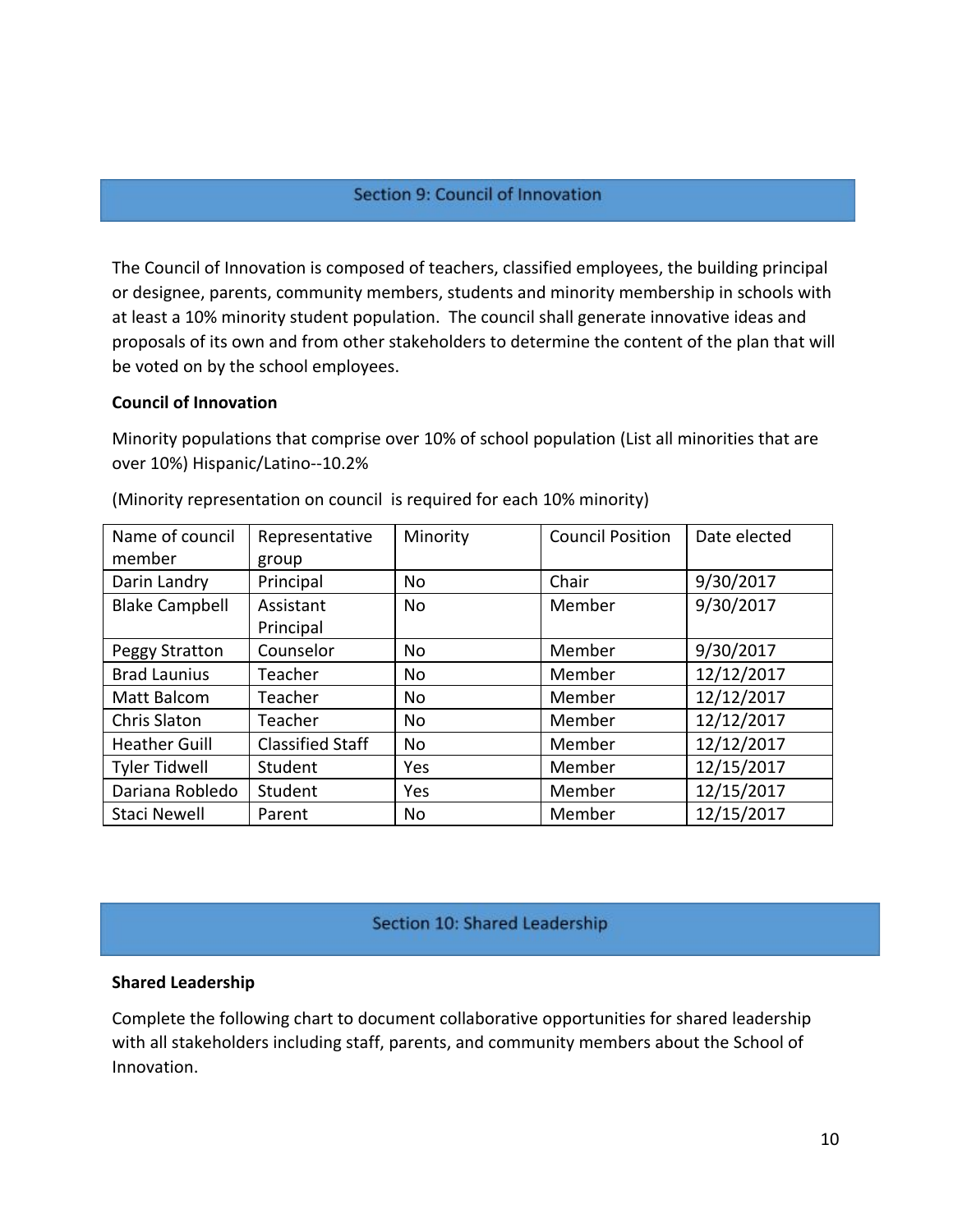## Section 9: Council of Innovation

The Council of Innovation is composed of teachers, classified employees, the building principal or designee, parents, community members, students and minority membership in schools with at least a 10% minority student population. The council shall generate innovative ideas and proposals of its own and from other stakeholders to determine the content of the plan that will be voted on by the school employees.

**Council of Innovation**

Minority populations that comprise over 10% of school population (List all minorities that are over 10%) Hispanic/Latino--10.2%

(Minority representation on council is required for each 10% minority)

| Name of council member | Representative group | Minority | Council Position | Date elected |
|---|---|---|---|---|
| Darin Landry | Principal | No | Chair | 9/30/2017 |
| Blake Campbell | Assistant Principal | No | Member | 9/30/2017 |
| Peggy Stratton | Counselor | No | Member | 9/30/2017 |
| Brad Launius | Teacher | No | Member | 12/12/2017 |
| Matt Balcom | Teacher | No | Member | 12/12/2017 |
| Chris Slaton | Teacher | No | Member | 12/12/2017 |
| Heather Guill | Classified Staff | No | Member | 12/12/2017 |
| Tyler Tidwell | Student | Yes | Member | 12/15/2017 |
| Dariana Robledo | Student | Yes | Member | 12/15/2017 |
| Staci Newell | Parent | No | Member | 12/15/2017 |

## Section 10: Shared Leadership

**Shared Leadership**

Complete the following chart to document collaborative opportunities for shared leadership with all stakeholders including staff, parents, and community members about the School of Innovation.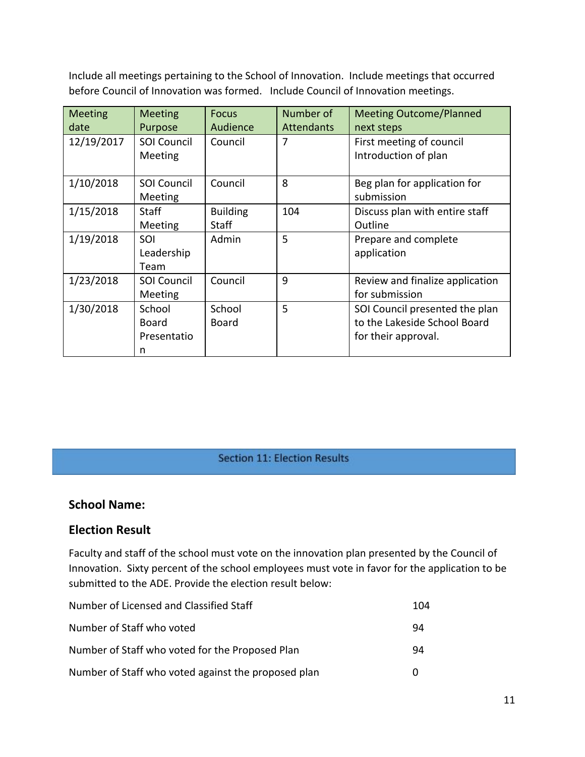Include all meetings pertaining to the School of Innovation. Include meetings that occurred before Council of Innovation was formed. Include Council of Innovation meetings.

| Meeting date | Meeting Purpose | Focus Audience | Number of Attendants | Meeting Outcome/Planned next steps |
|---|---|---|---|---|
| 12/19/2017 | SOI Council Meeting | Council | 7 | First meeting of council Introduction of plan |
| 1/10/2018 | SOI Council Meeting | Council | 8 | Beg plan for application for submission |
| 1/15/2018 | Staff Meeting | Building Staff | 104 | Discuss plan with entire staff Outline |
| 1/19/2018 | SOI Leadership Team | Admin | 5 | Prepare and complete application |
| 1/23/2018 | SOI Council Meeting | Council | 9 | Review and finalize application for submission |
| 1/30/2018 | School Board Presentation | School Board | 5 | SOI Council presented the plan to the Lakeside School Board for their approval. |

## Section 11: Election Results

### School Name:

### Election Result

Faculty and staff of the school must vote on the innovation plan presented by the Council of Innovation. Sixty percent of the school employees must vote in favor for the application to be submitted to the ADE. Provide the election result below:

| | |
|---|---|
| Number of Licensed and Classified Staff | 104 |
| Number of Staff who voted | 94 |
| Number of Staff who voted for the Proposed Plan | 94 |
| Number of Staff who voted against the proposed plan | 0 |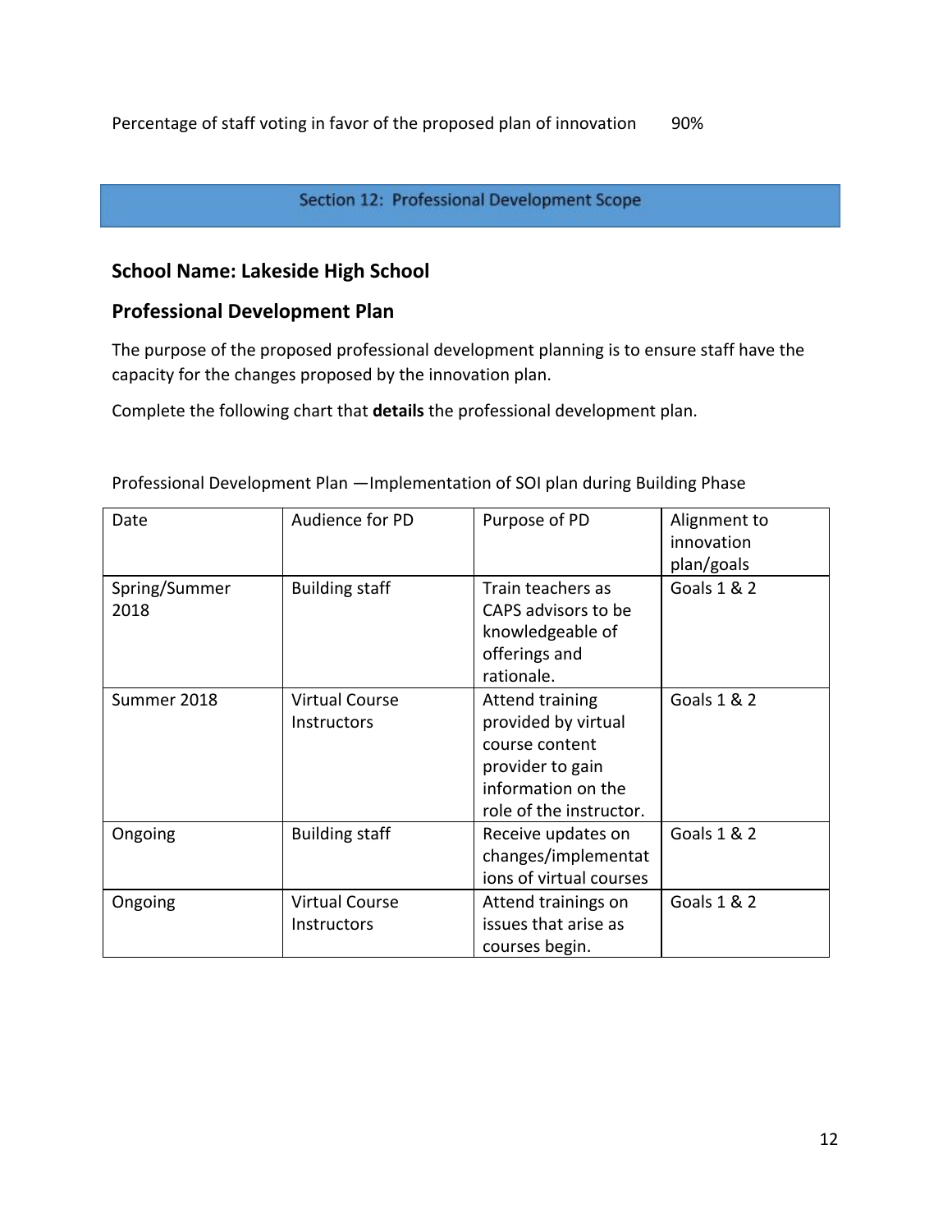Percentage of staff voting in favor of the proposed plan of innovation 90%

## Section 12: Professional Development Scope

### School Name: Lakeside High School

### Professional Development Plan

The purpose of the proposed professional development planning is to ensure staff have the capacity for the changes proposed by the innovation plan.

Complete the following chart that **details** the professional development plan.

Professional Development Plan —Implementation of SOI plan during Building Phase

| Date | Audience for PD | Purpose of PD | Alignment to innovation plan/goals |
|---|---|---|---|
| Spring/Summer 2018 | Building staff | Train teachers as CAPS advisors to be knowledgeable of offerings and rationale. | Goals 1 & 2 |
| Summer 2018 | Virtual Course Instructors | Attend training provided by virtual course content provider to gain information on the role of the instructor. | Goals 1 & 2 |
| Ongoing | Building staff | Receive updates on changes/implementations of virtual courses | Goals 1 & 2 |
| Ongoing | Virtual Course Instructors | Attend trainings on issues that arise as courses begin. | Goals 1 & 2 |